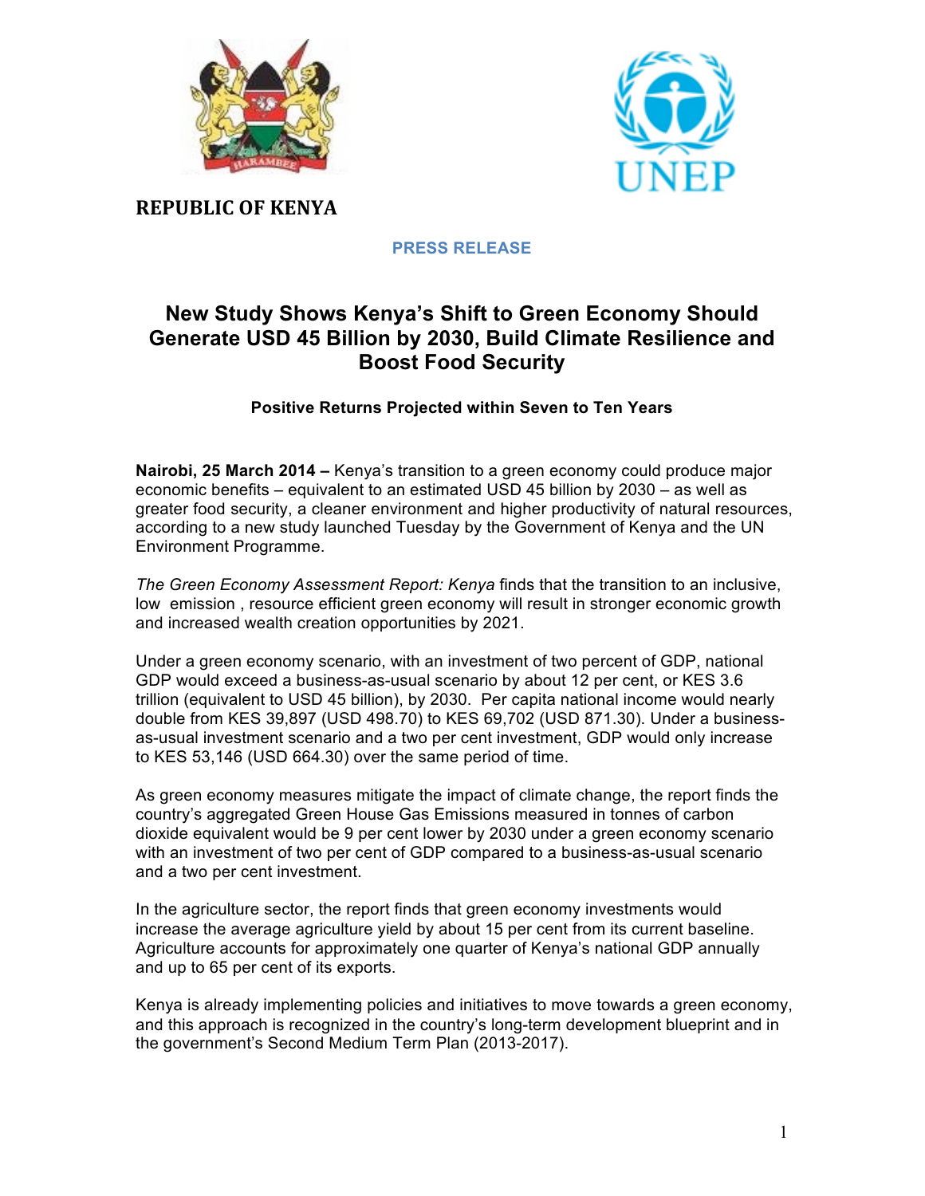**REPUBLIC OF KENYA**

**PRESS RELEASE**

# New Study Shows Kenya's Shift to Green Economy Should Generate USD 45 Billion by 2030, Build Climate Resilience and Boost Food Security

### Positive Returns Projected within Seven to Ten Years

**Nairobi, 25 March 2014 –** Kenya's transition to a green economy could produce major economic benefits – equivalent to an estimated USD 45 billion by 2030 – as well as greater food security, a cleaner environment and higher productivity of natural resources, according to a new study launched Tuesday by the Government of Kenya and the UN Environment Programme.

*The Green Economy Assessment Report: Kenya* finds that the transition to an inclusive, low emission , resource efficient green economy will result in stronger economic growth and increased wealth creation opportunities by 2021.

Under a green economy scenario, with an investment of two percent of GDP, national GDP would exceed a business-as-usual scenario by about 12 per cent, or KES 3.6 trillion (equivalent to USD 45 billion), by 2030. Per capita national income would nearly double from KES 39,897 (USD 498.70) to KES 69,702 (USD 871.30). Under a business-as-usual investment scenario and a two per cent investment, GDP would only increase to KES 53,146 (USD 664.30) over the same period of time.

As green economy measures mitigate the impact of climate change, the report finds the country's aggregated Green House Gas Emissions measured in tonnes of carbon dioxide equivalent would be 9 per cent lower by 2030 under a green economy scenario with an investment of two per cent of GDP compared to a business-as-usual scenario and a two per cent investment.

In the agriculture sector, the report finds that green economy investments would increase the average agriculture yield by about 15 per cent from its current baseline. Agriculture accounts for approximately one quarter of Kenya's national GDP annually and up to 65 per cent of its exports.

Kenya is already implementing policies and initiatives to move towards a green economy, and this approach is recognized in the country's long-term development blueprint and in the government's Second Medium Term Plan (2013-2017).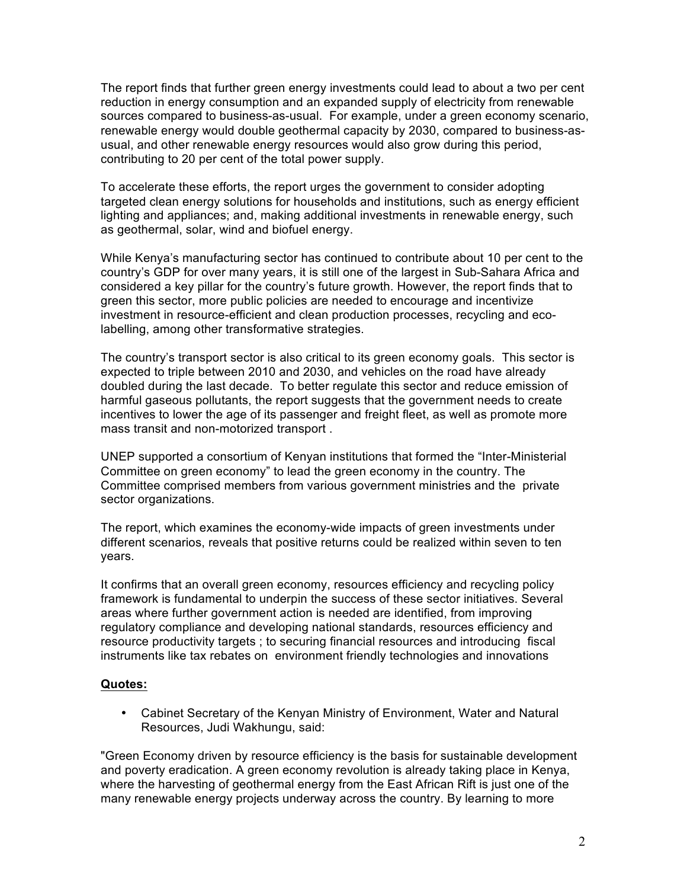The report finds that further green energy investments could lead to about a two per cent reduction in energy consumption and an expanded supply of electricity from renewable sources compared to business-as-usual. For example, under a green economy scenario, renewable energy would double geothermal capacity by 2030, compared to business-as-usual, and other renewable energy resources would also grow during this period, contributing to 20 per cent of the total power supply.

To accelerate these efforts, the report urges the government to consider adopting targeted clean energy solutions for households and institutions, such as energy efficient lighting and appliances; and, making additional investments in renewable energy, such as geothermal, solar, wind and biofuel energy.

While Kenya's manufacturing sector has continued to contribute about 10 per cent to the country's GDP for over many years, it is still one of the largest in Sub-Sahara Africa and considered a key pillar for the country's future growth. However, the report finds that to green this sector, more public policies are needed to encourage and incentivize investment in resource-efficient and clean production processes, recycling and eco-labelling, among other transformative strategies.

The country's transport sector is also critical to its green economy goals. This sector is expected to triple between 2010 and 2030, and vehicles on the road have already doubled during the last decade. To better regulate this sector and reduce emission of harmful gaseous pollutants, the report suggests that the government needs to create incentives to lower the age of its passenger and freight fleet, as well as promote more mass transit and non-motorized transport .

UNEP supported a consortium of Kenyan institutions that formed the "Inter-Ministerial Committee on green economy" to lead the green economy in the country. The Committee comprised members from various government ministries and the private sector organizations.

The report, which examines the economy-wide impacts of green investments under different scenarios, reveals that positive returns could be realized within seven to ten years.

It confirms that an overall green economy, resources efficiency and recycling policy framework is fundamental to underpin the success of these sector initiatives. Several areas where further government action is needed are identified, from improving regulatory compliance and developing national standards, resources efficiency and resource productivity targets ; to securing financial resources and introducing fiscal instruments like tax rebates on environment friendly technologies and innovations

**<u>Quotes:</u>**

- Cabinet Secretary of the Kenyan Ministry of Environment, Water and Natural Resources, Judi Wakhungu, said:

"Green Economy driven by resource efficiency is the basis for sustainable development and poverty eradication. A green economy revolution is already taking place in Kenya, where the harvesting of geothermal energy from the East African Rift is just one of the many renewable energy projects underway across the country. By learning to more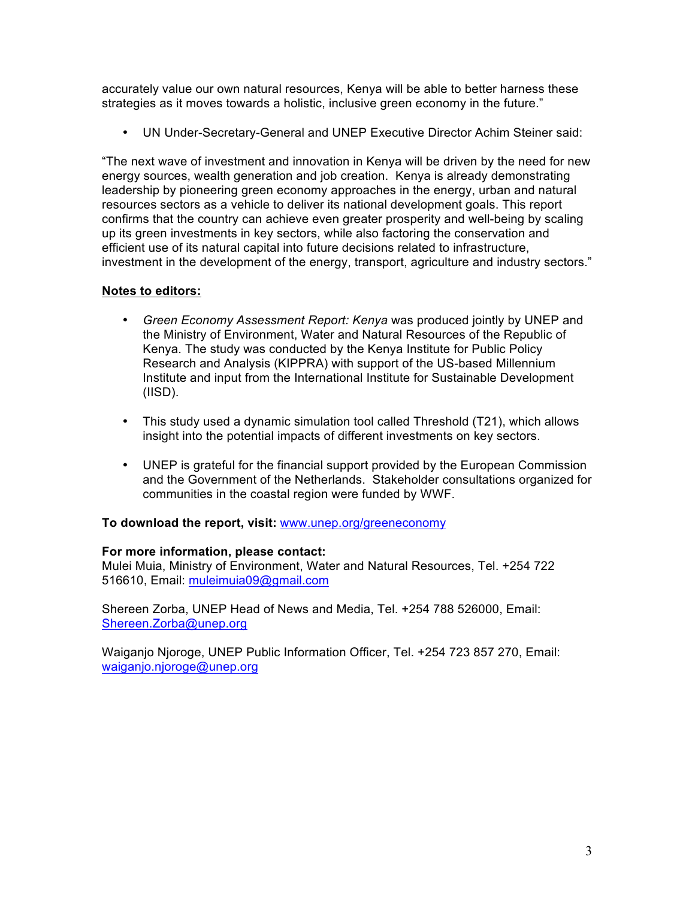accurately value our own natural resources, Kenya will be able to better harness these strategies as it moves towards a holistic, inclusive green economy in the future."

- UN Under-Secretary-General and UNEP Executive Director Achim Steiner said:

"The next wave of investment and innovation in Kenya will be driven by the need for new energy sources, wealth generation and job creation. Kenya is already demonstrating leadership by pioneering green economy approaches in the energy, urban and natural resources sectors as a vehicle to deliver its national development goals. This report confirms that the country can achieve even greater prosperity and well-being by scaling up its green investments in key sectors, while also factoring the conservation and efficient use of its natural capital into future decisions related to infrastructure, investment in the development of the energy, transport, agriculture and industry sectors."

**Notes to editors:**

- *Green Economy Assessment Report: Kenya* was produced jointly by UNEP and the Ministry of Environment, Water and Natural Resources of the Republic of Kenya. The study was conducted by the Kenya Institute for Public Policy Research and Analysis (KIPPRA) with support of the US-based Millennium Institute and input from the International Institute for Sustainable Development (IISD).

- This study used a dynamic simulation tool called Threshold (T21), which allows insight into the potential impacts of different investments on key sectors.

- UNEP is grateful for the financial support provided by the European Commission and the Government of the Netherlands. Stakeholder consultations organized for communities in the coastal region were funded by WWF.

**To download the report, visit:** www.unep.org/greeneconomy

**For more information, please contact:**
Mulei Muia, Ministry of Environment, Water and Natural Resources, Tel. +254 722 516610, Email: muleimuia09@gmail.com

Shereen Zorba, UNEP Head of News and Media, Tel. +254 788 526000, Email: Shereen.Zorba@unep.org

Waiganjo Njoroge, UNEP Public Information Officer, Tel. +254 723 857 270, Email: waiganjo.njoroge@unep.org